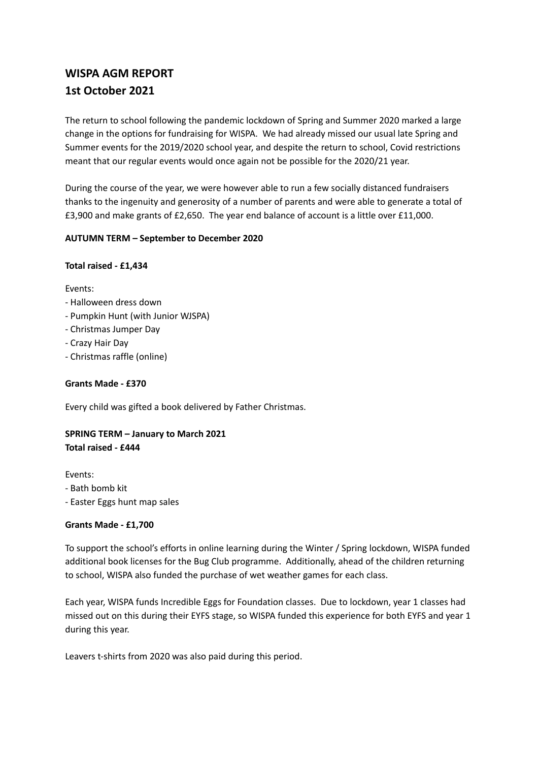# WISPA AGM REPORT
# 1st October 2021

The return to school following the pandemic lockdown of Spring and Summer 2020 marked a large change in the options for fundraising for WISPA. We had already missed our usual late Spring and Summer events for the 2019/2020 school year, and despite the return to school, Covid restrictions meant that our regular events would once again not be possible for the 2020/21 year.

During the course of the year, we were however able to run a few socially distanced fundraisers thanks to the ingenuity and generosity of a number of parents and were able to generate a total of £3,900 and make grants of £2,650. The year end balance of account is a little over £11,000.

**AUTUMN TERM – September to December 2020**

**Total raised - £1,434**

Events:
- Halloween dress down
- Pumpkin Hunt (with Junior WJSPA)
- Christmas Jumper Day
- Crazy Hair Day
- Christmas raffle (online)

**Grants Made - £370**

Every child was gifted a book delivered by Father Christmas.

**SPRING TERM – January to March 2021**
**Total raised - £444**

Events:
- Bath bomb kit
- Easter Eggs hunt map sales

**Grants Made - £1,700**

To support the school's efforts in online learning during the Winter / Spring lockdown, WISPA funded additional book licenses for the Bug Club programme. Additionally, ahead of the children returning to school, WISPA also funded the purchase of wet weather games for each class.

Each year, WISPA funds Incredible Eggs for Foundation classes. Due to lockdown, year 1 classes had missed out on this during their EYFS stage, so WISPA funded this experience for both EYFS and year 1 during this year.

Leavers t-shirts from 2020 was also paid during this period.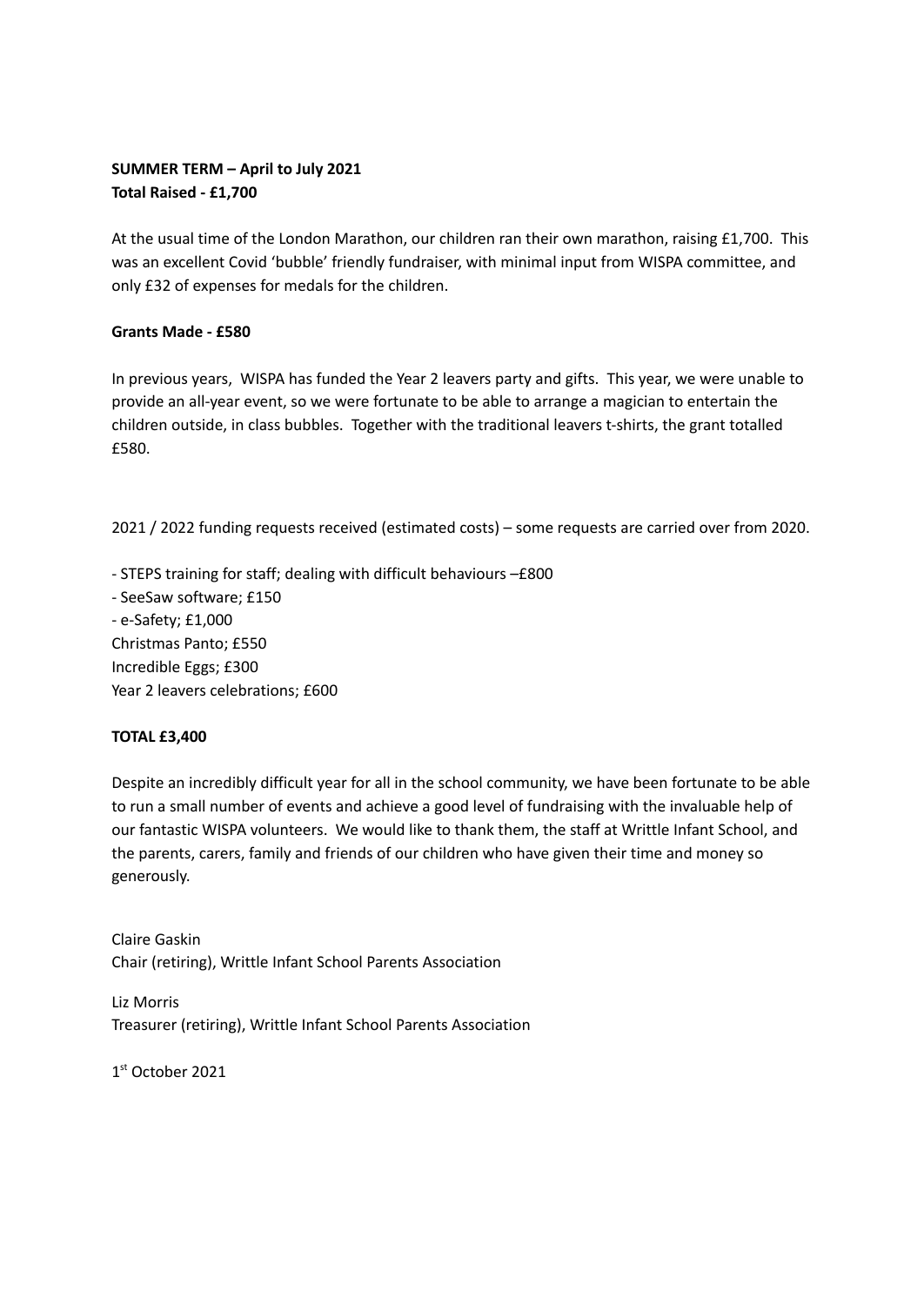**SUMMER TERM – April to July 2021**
**Total Raised - £1,700**

At the usual time of the London Marathon, our children ran their own marathon, raising £1,700. This was an excellent Covid 'bubble' friendly fundraiser, with minimal input from WISPA committee, and only £32 of expenses for medals for the children.

**Grants Made - £580**

In previous years, WISPA has funded the Year 2 leavers party and gifts. This year, we were unable to provide an all-year event, so we were fortunate to be able to arrange a magician to entertain the children outside, in class bubbles. Together with the traditional leavers t-shirts, the grant totalled £580.

2021 / 2022 funding requests received (estimated costs) – some requests are carried over from 2020.

- STEPS training for staff; dealing with difficult behaviours –£800
- SeeSaw software; £150
- e-Safety; £1,000

Christmas Panto; £550
Incredible Eggs; £300
Year 2 leavers celebrations; £600

**TOTAL £3,400**

Despite an incredibly difficult year for all in the school community, we have been fortunate to be able to run a small number of events and achieve a good level of fundraising with the invaluable help of our fantastic WISPA volunteers. We would like to thank them, the staff at Writtle Infant School, and the parents, carers, family and friends of our children who have given their time and money so generously.

Claire Gaskin
Chair (retiring), Writtle Infant School Parents Association

Liz Morris
Treasurer (retiring), Writtle Infant School Parents Association

1st October 2021